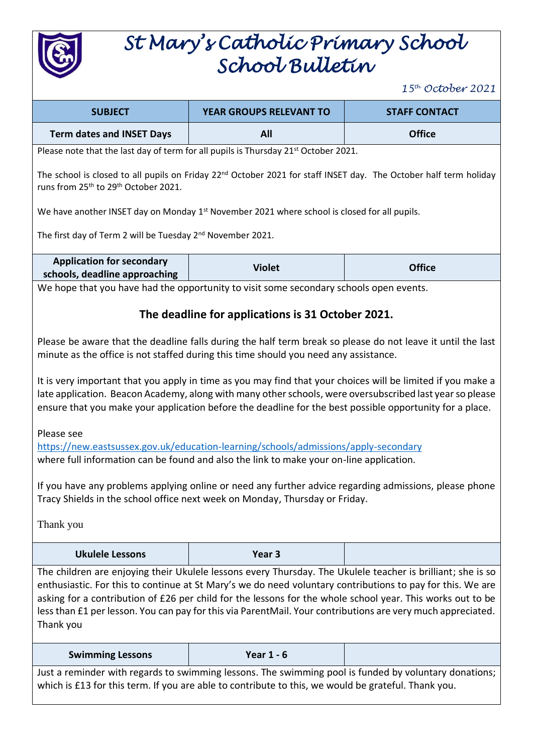# St Mary's Catholic Primary School
# School Bulletin

*15th October 2021*

| SUBJECT | YEAR GROUPS RELEVANT TO | STAFF CONTACT |
|---|---|---|
| **Term dates and INSET Days** | **All** | **Office** |

Please note that the last day of term for all pupils is Thursday 21st October 2021.

The school is closed to all pupils on Friday 22nd October 2021 for staff INSET day. The October half term holiday runs from 25th to 29th October 2021.

We have another INSET day on Monday 1st November 2021 where school is closed for all pupils.

The first day of Term 2 will be Tuesday 2nd November 2021.

| SUBJECT | YEAR GROUPS RELEVANT TO | STAFF CONTACT |
|---|---|---|
| **Application for secondary schools, deadline approaching** | **Violet** | **Office** |

We hope that you have had the opportunity to visit some secondary schools open events.

**The deadline for applications is 31 October 2021.**

Please be aware that the deadline falls during the half term break so please do not leave it until the last minute as the office is not staffed during this time should you need any assistance.

It is very important that you apply in time as you may find that your choices will be limited if you make a late application. Beacon Academy, along with many other schools, were oversubscribed last year so please ensure that you make your application before the deadline for the best possible opportunity for a place.

Please see
https://new.eastsussex.gov.uk/education-learning/schools/admissions/apply-secondary
where full information can be found and also the link to make your on-line application.

If you have any problems applying online or need any further advice regarding admissions, please phone Tracy Shields in the school office next week on Monday, Thursday or Friday.

Thank you

| SUBJECT | YEAR GROUPS RELEVANT TO | STAFF CONTACT |
|---|---|---|
| **Ukulele Lessons** | **Year 3** | |

The children are enjoying their Ukulele lessons every Thursday. The Ukulele teacher is brilliant; she is so enthusiastic. For this to continue at St Mary's we do need voluntary contributions to pay for this. We are asking for a contribution of £26 per child for the lessons for the whole school year. This works out to be less than £1 per lesson. You can pay for this via ParentMail. Your contributions are very much appreciated. Thank you

| SUBJECT | YEAR GROUPS RELEVANT TO | STAFF CONTACT |
|---|---|---|
| **Swimming Lessons** | **Year 1 - 6** | |

Just a reminder with regards to swimming lessons. The swimming pool is funded by voluntary donations; which is £13 for this term. If you are able to contribute to this, we would be grateful. Thank you.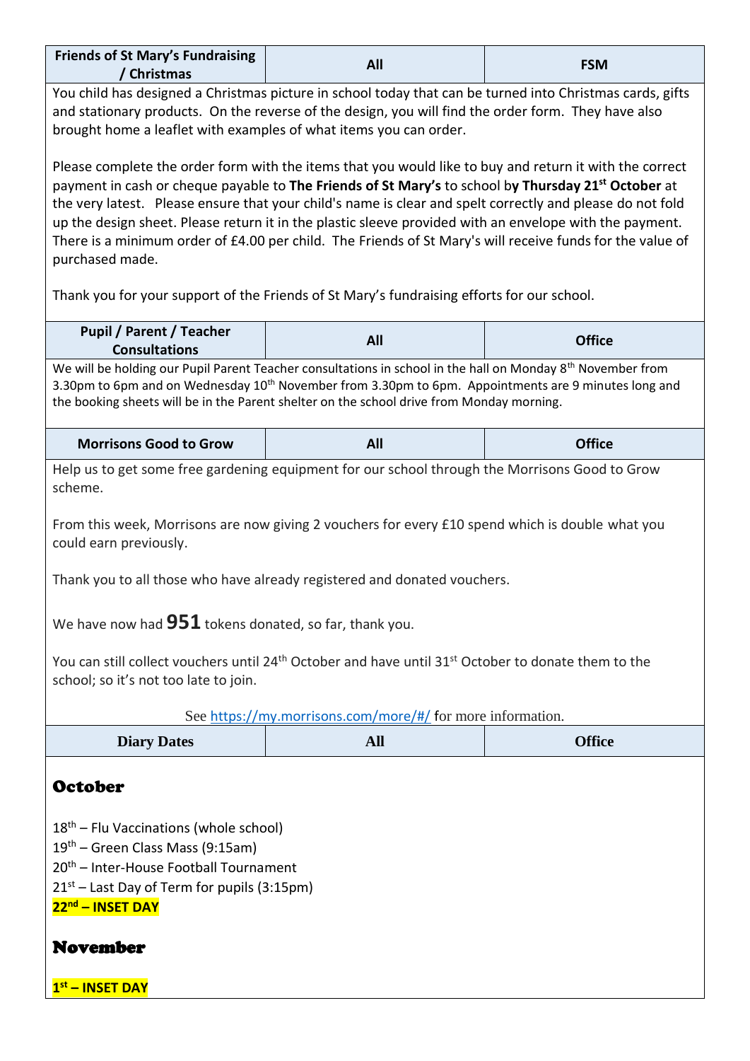| Friends of St Mary's Fundraising / Christmas | All | FSM |
| --- | --- | --- |

You child has designed a Christmas picture in school today that can be turned into Christmas cards, gifts and stationary products. On the reverse of the design, you will find the order form. They have also brought home a leaflet with examples of what items you can order.

Please complete the order form with the items that you would like to buy and return it with the correct payment in cash or cheque payable to **The Friends of St Mary's** to school b**y Thursday 21st October** at the very latest. Please ensure that your child's name is clear and spelt correctly and please do not fold up the design sheet. Please return it in the plastic sleeve provided with an envelope with the payment. There is a minimum order of £4.00 per child. The Friends of St Mary's will receive funds for the value of purchased made.

Thank you for your support of the Friends of St Mary's fundraising efforts for our school.

| Pupil / Parent / Teacher Consultations | All | Office |
| --- | --- | --- |

We will be holding our Pupil Parent Teacher consultations in school in the hall on Monday 8th November from 3.30pm to 6pm and on Wednesday 10th November from 3.30pm to 6pm. Appointments are 9 minutes long and the booking sheets will be in the Parent shelter on the school drive from Monday morning.

| Morrisons Good to Grow | All | Office |
| --- | --- | --- |

Help us to get some free gardening equipment for our school through the Morrisons Good to Grow scheme.

From this week, Morrisons are now giving 2 vouchers for every £10 spend which is double what you could earn previously.

Thank you to all those who have already registered and donated vouchers.

We have now had **951** tokens donated, so far, thank you.

You can still collect vouchers until 24th October and have until 31st October to donate them to the school; so it's not too late to join.

See https://my.morrisons.com/more/#/ for more information.

| Diary Dates | All | Office |
| --- | --- | --- |

## October

18th – Flu Vaccinations (whole school)
19th – Green Class Mass (9:15am)
20th – Inter-House Football Tournament
21st – Last Day of Term for pupils (3:15pm)
**22nd – INSET DAY**

## November

**1st – INSET DAY**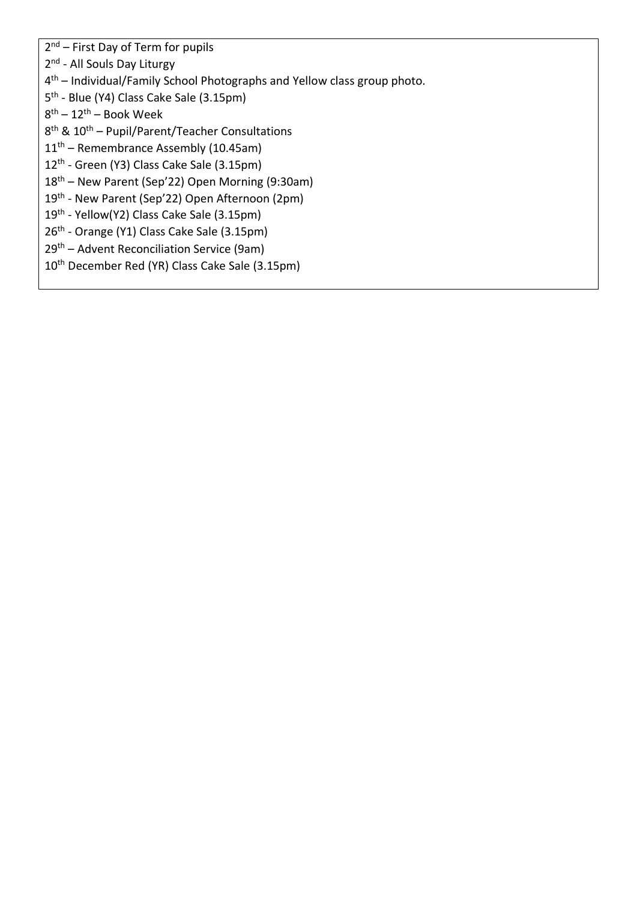2nd – First Day of Term for pupils
2nd - All Souls Day Liturgy
4th – Individual/Family School Photographs and Yellow class group photo.
5th - Blue (Y4) Class Cake Sale (3.15pm)
8th – 12th – Book Week
8th & 10th – Pupil/Parent/Teacher Consultations
11th – Remembrance Assembly (10.45am)
12th - Green (Y3) Class Cake Sale (3.15pm)
18th – New Parent (Sep'22) Open Morning (9:30am)
19th - New Parent (Sep'22) Open Afternoon (2pm)
19th - Yellow(Y2) Class Cake Sale (3.15pm)
26th - Orange (Y1) Class Cake Sale (3.15pm)
29th – Advent Reconciliation Service (9am)
10th December Red (YR) Class Cake Sale (3.15pm)